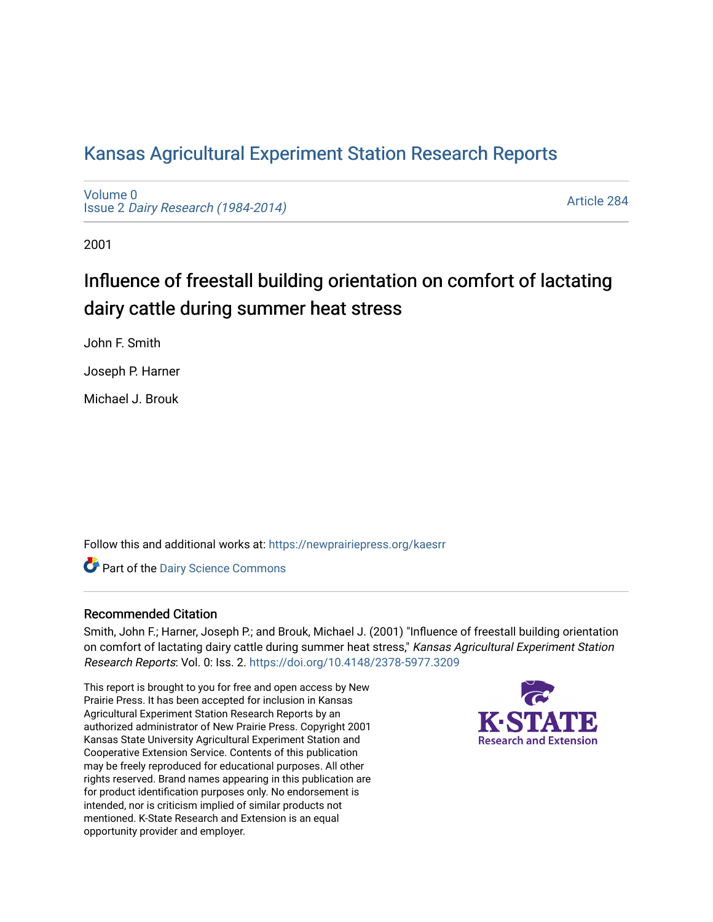# Kansas Agricultural Experiment Station Research Reports

Volume 0
Issue 2 *Dairy Research (1984-2014)*

Article 284

2001

## Influence of freestall building orientation on comfort of lactating dairy cattle during summer heat stress

John F. Smith

Joseph P. Harner

Michael J. Brouk

Follow this and additional works at: https://newprairiepress.org/kaesrr

Part of the Dairy Science Commons

### Recommended Citation

Smith, John F.; Harner, Joseph P.; and Brouk, Michael J. (2001) "Influence of freestall building orientation on comfort of lactating dairy cattle during summer heat stress," *Kansas Agricultural Experiment Station Research Reports*: Vol. 0: Iss. 2. https://doi.org/10.4148/2378-5977.3209

This report is brought to you for free and open access by New Prairie Press. It has been accepted for inclusion in Kansas Agricultural Experiment Station Research Reports by an authorized administrator of New Prairie Press. Copyright 2001 Kansas State University Agricultural Experiment Station and Cooperative Extension Service. Contents of this publication may be freely reproduced for educational purposes. All other rights reserved. Brand names appearing in this publication are for product identification purposes only. No endorsement is intended, nor is criticism implied of similar products not mentioned. K-State Research and Extension is an equal opportunity provider and employer.

K-STATE Research and Extension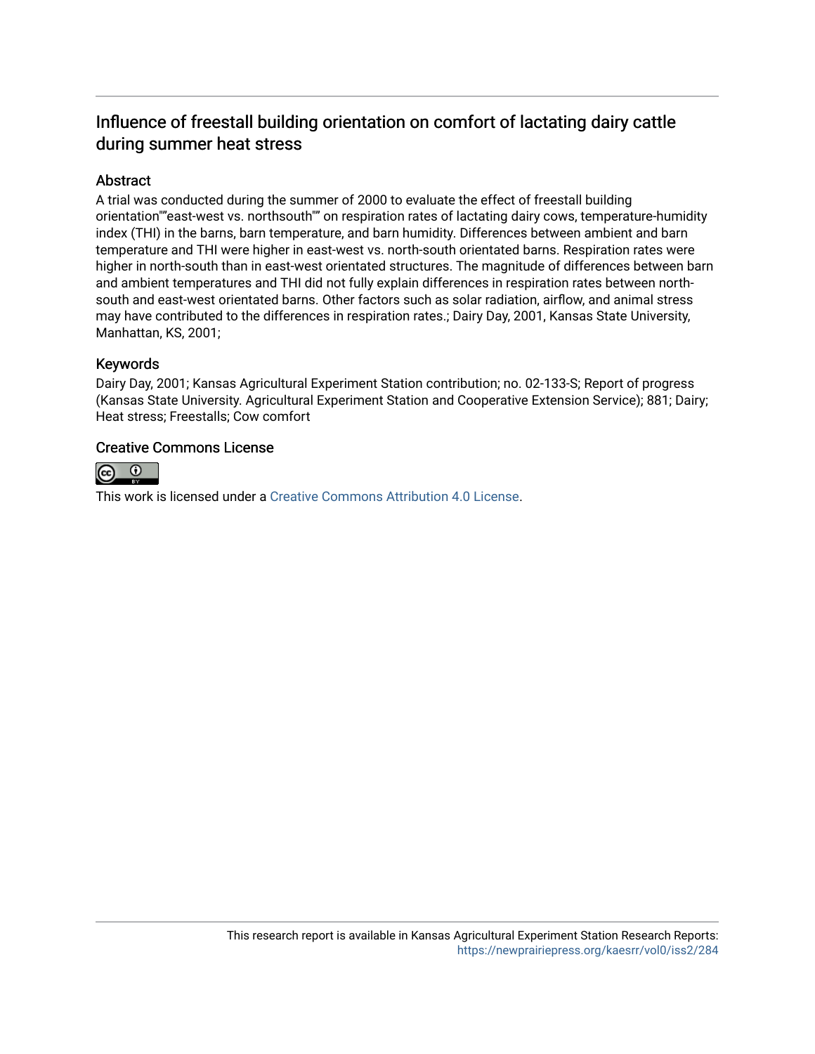## Influence of freestall building orientation on comfort of lactating dairy cattle during summer heat stress

### Abstract

A trial was conducted during the summer of 2000 to evaluate the effect of freestall building orientation""east-west vs. northsouth"" on respiration rates of lactating dairy cows, temperature-humidity index (THI) in the barns, barn temperature, and barn humidity. Differences between ambient and barn temperature and THI were higher in east-west vs. north-south orientated barns. Respiration rates were higher in north-south than in east-west orientated structures. The magnitude of differences between barn and ambient temperatures and THI did not fully explain differences in respiration rates between north-south and east-west orientated barns. Other factors such as solar radiation, airflow, and animal stress may have contributed to the differences in respiration rates.; Dairy Day, 2001, Kansas State University, Manhattan, KS, 2001;

### Keywords

Dairy Day, 2001; Kansas Agricultural Experiment Station contribution; no. 02-133-S; Report of progress (Kansas State University. Agricultural Experiment Station and Cooperative Extension Service); 881; Dairy; Heat stress; Freestalls; Cow comfort

### Creative Commons License

This work is licensed under a Creative Commons Attribution 4.0 License.

This research report is available in Kansas Agricultural Experiment Station Research Reports: https://newprairiepress.org/kaesrr/vol0/iss2/284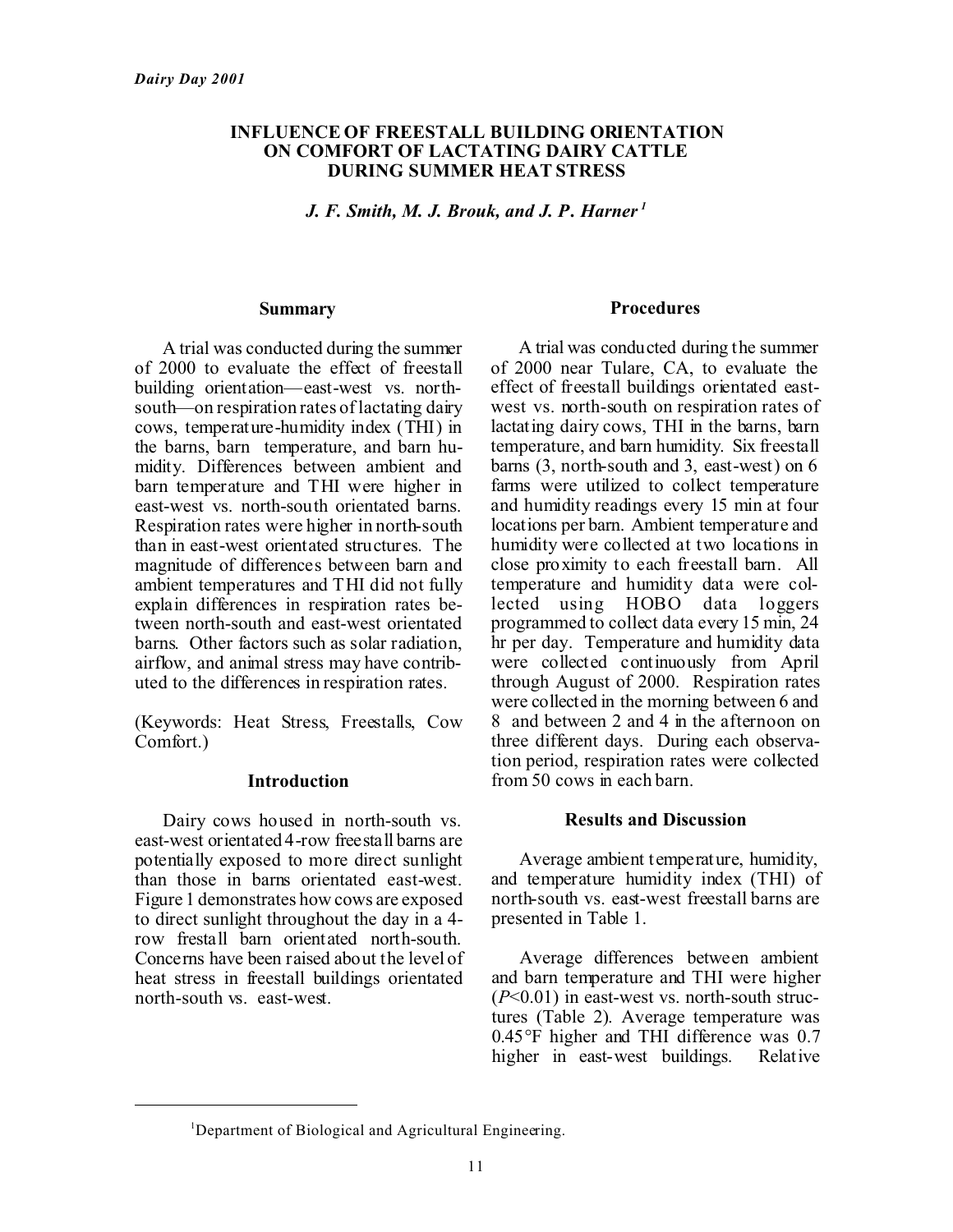*Dairy Day 2001*

# INFLUENCE OF FREESTALL BUILDING ORIENTATION ON COMFORT OF LACTATING DAIRY CATTLE DURING SUMMER HEAT STRESS

*J. F. Smith, M. J. Brouk, and J. P. Harner [1]*

## Summary

A trial was conducted during the summer of 2000 to evaluate the effect of freestall building orientation—east-west vs. north-south—on respiration rates of lactating dairy cows, temperature-humidity index (THI) in the barns, barn temperature, and barn humidity. Differences between ambient and barn temperature and THI were higher in east-west vs. north-south orientated barns. Respiration rates were higher in north-south than in east-west orientated structures. The magnitude of differences between barn and ambient temperatures and THI did not fully explain differences in respiration rates between north-south and east-west orientated barns. Other factors such as solar radiation, airflow, and animal stress may have contributed to the differences in respiration rates.

(Keywords: Heat Stress, Freestalls, Cow Comfort.)

## Introduction

Dairy cows housed in north-south vs. east-west orientated 4-row freestall barns are potentially exposed to more direct sunlight than those in barns orientated east-west. Figure 1 demonstrates how cows are exposed to direct sunlight throughout the day in a 4-row frestall barn orientated north-south. Concerns have been raised about the level of heat stress in freestall buildings orientated north-south vs. east-west.

## Procedures

A trial was conducted during the summer of 2000 near Tulare, CA, to evaluate the effect of freestall buildings orientated east-west vs. north-south on respiration rates of lactating dairy cows, THI in the barns, barn temperature, and barn humidity. Six freestall barns (3, north-south and 3, east-west) on 6 farms were utilized to collect temperature and humidity readings every 15 min at four locations per barn. Ambient temperature and humidity were collected at two locations in close proximity to each freestall barn. All temperature and humidity data were collected using HOBO data loggers programmed to collect data every 15 min, 24 hr per day. Temperature and humidity data were collected continuously from April through August of 2000. Respiration rates were collected in the morning between 6 and 8 and between 2 and 4 in the afternoon on three different days. During each observation period, respiration rates were collected from 50 cows in each barn.

## Results and Discussion

Average ambient temperature, humidity, and temperature humidity index (THI) of north-south vs. east-west freestall barns are presented in Table 1.

Average differences between ambient and barn temperature and THI were higher ($P<0.01$) in east-west vs. north-south structures (Table 2). Average temperature was 0.45°F higher and THI difference was 0.7 higher in east-west buildings. Relative

[1] Department of Biological and Agricultural Engineering.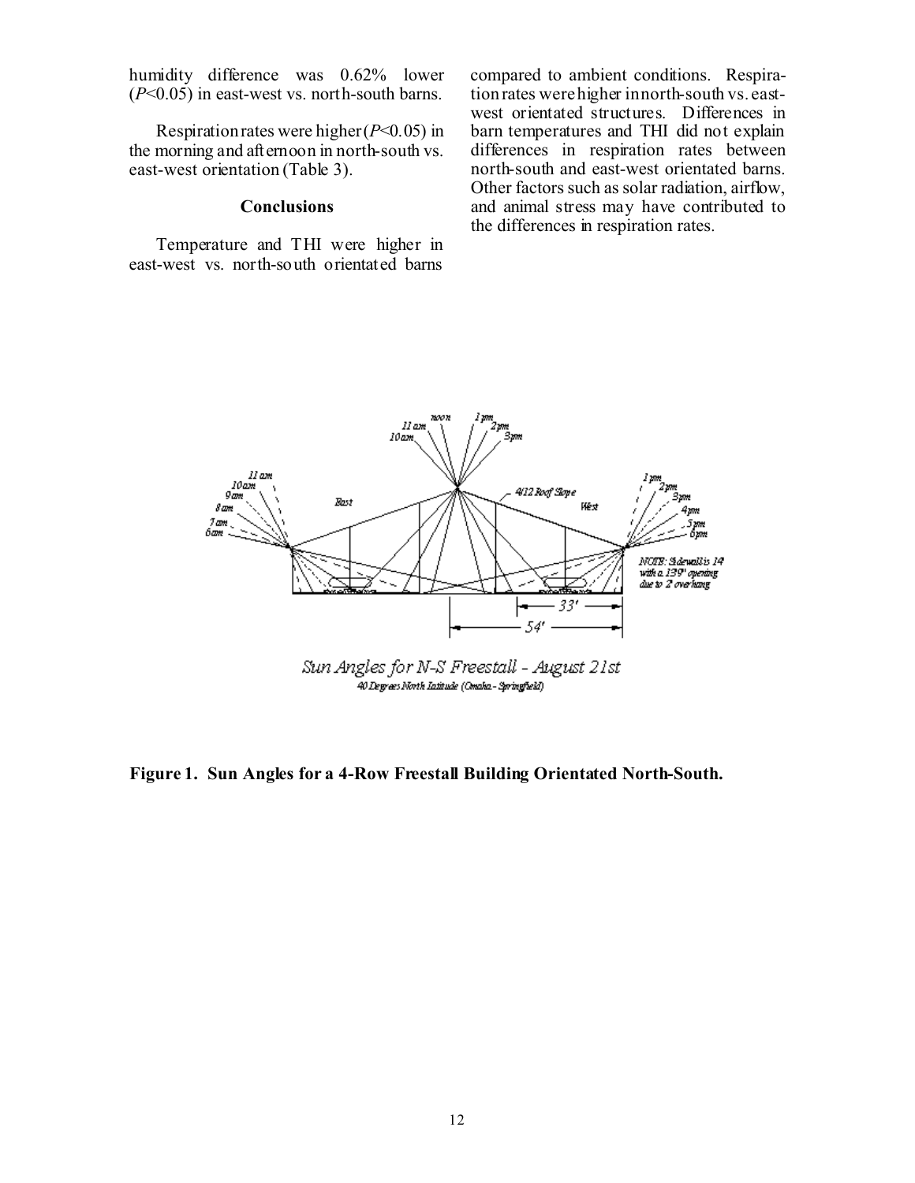humidity difference was 0.62% lower ($P$<0.05) in east-west vs. north-south barns.

Respiration rates were higher ($P$<0.05) in the morning and afternoon in north-south vs. east-west orientation (Table 3).

### Conclusions

Temperature and THI were higher in east-west vs. north-south orientated barns compared to ambient conditions. Respiration rates were higher in north-south vs. east-west orientated structures. Differences in barn temperatures and THI did not explain differences in respiration rates between north-south and east-west orientated barns. Other factors such as solar radiation, airflow, and animal stress may have contributed to the differences in respiration rates.

**Figure 1. Sun Angles for a 4-Row Freestall Building Orientated North-South.**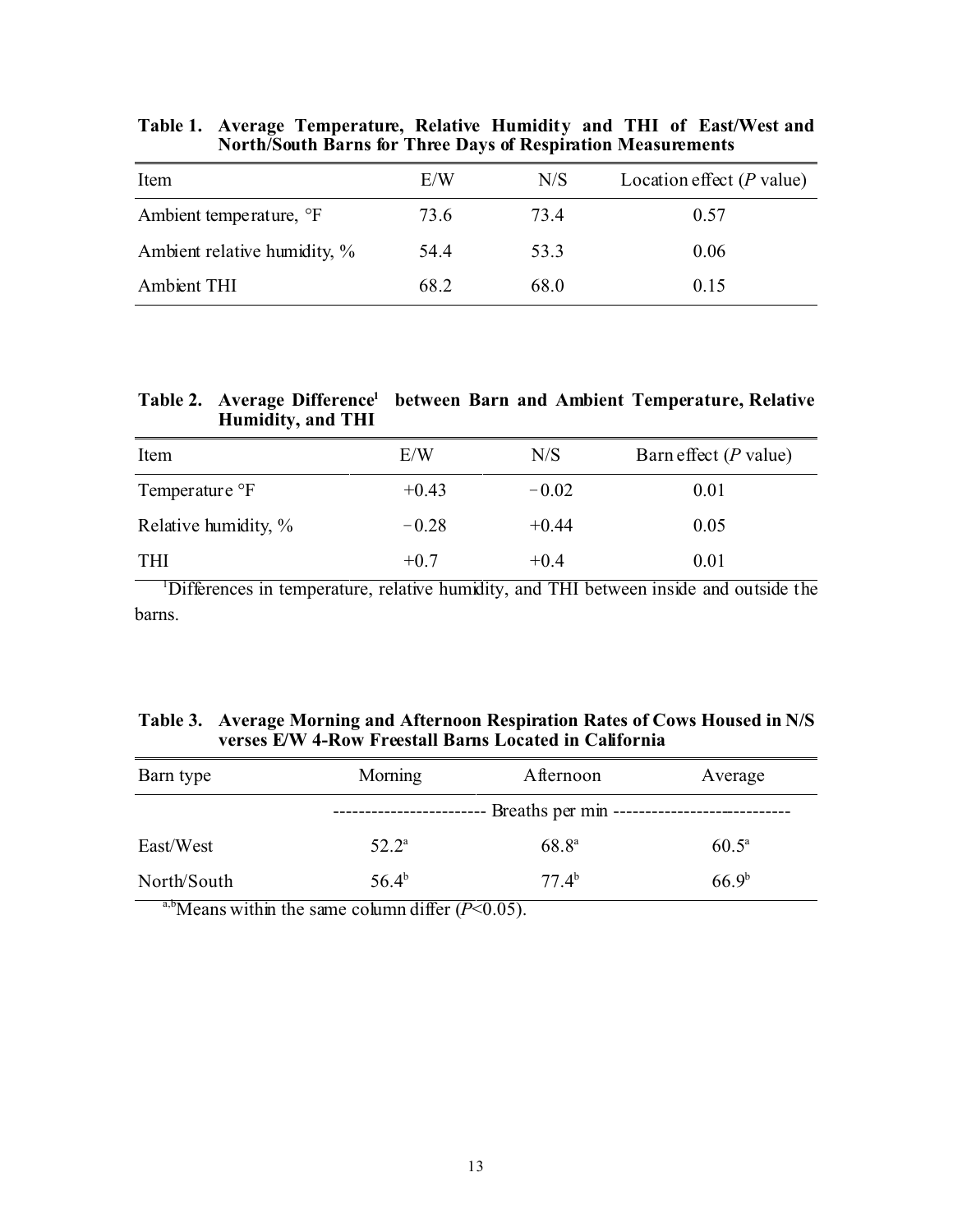**Table 1. Average Temperature, Relative Humidity and THI of East/West and North/South Barns for Three Days of Respiration Measurements**

| Item | E/W | N/S | Location effect (*P* value) |
|---|---|---|---|
| Ambient temperature, °F | 73.6 | 73.4 | 0.57 |
| Ambient relative humidity, % | 54.4 | 53.3 | 0.06 |
| Ambient THI | 68.2 | 68.0 | 0.15 |

**Table 2. Average Difference[1] between Barn and Ambient Temperature, Relative Humidity, and THI**

| Item | E/W | N/S | Barn effect (*P* value) |
|---|---|---|---|
| Temperature °F | +0.43 | −0.02 | 0.01 |
| Relative humidity, % | −0.28 | +0.44 | 0.05 |
| THI | +0.7 | +0.4 | 0.01 |

[1]Differences in temperature, relative humidity, and THI between inside and outside the barns.

**Table 3. Average Morning and Afternoon Respiration Rates of Cows Housed in N/S verses E/W 4-Row Freestall Barns Located in California**

| Barn type | Morning | Afternoon | Average |
|---|---|---|---|
| | ------------------------ Breaths per min | ---------------------------- | |
| East/West | 52.2[a] | 68.8[a] | 60.5[a] |
| North/South | 56.4[b] | 77.4[b] | 66.9[b] |

[a,b]Means within the same column differ ($P<0.05$).